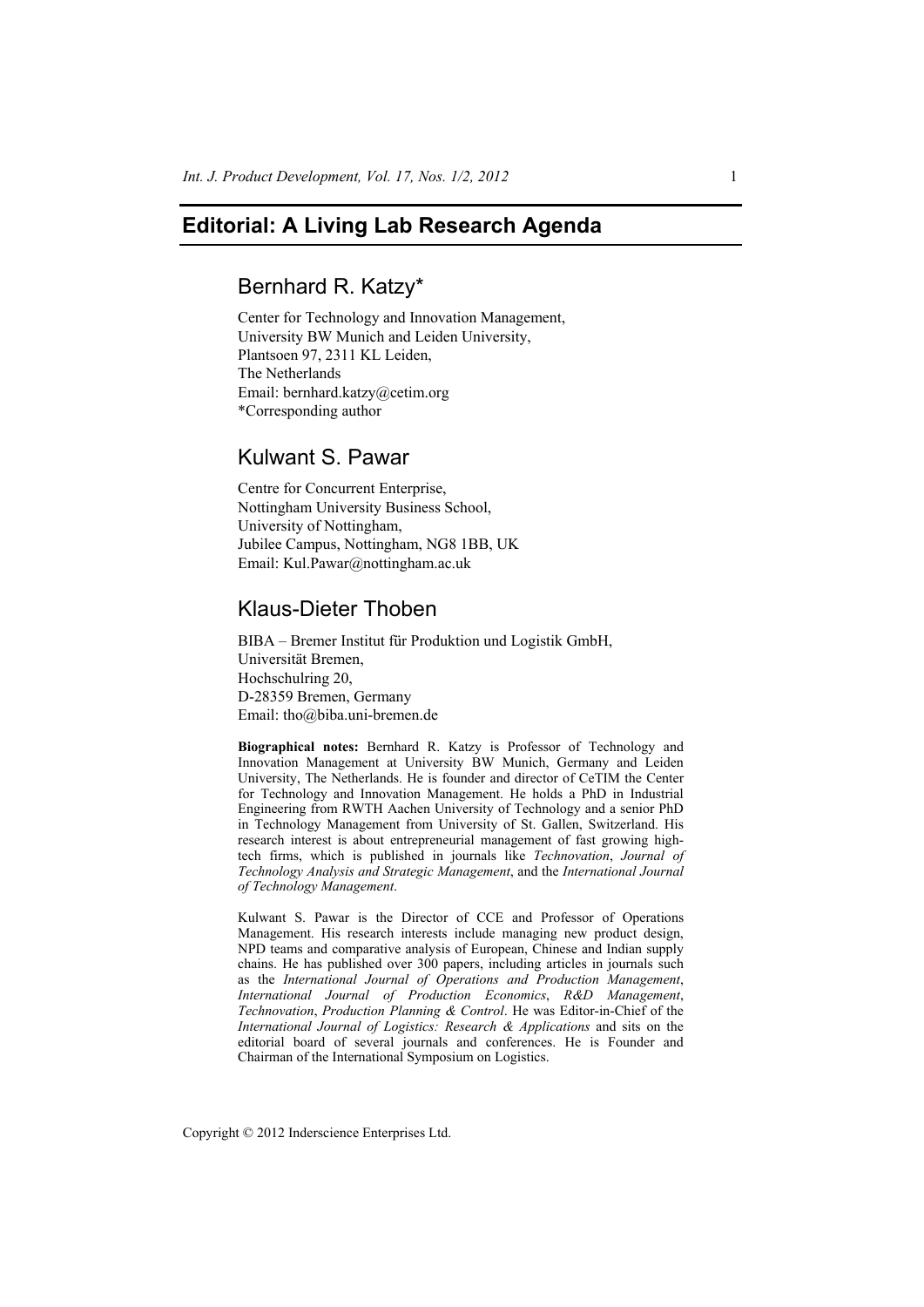# Editorial: A Living Lab Research Agenda

## Bernhard R. Katzy*

Center for Technology and Innovation Management,
University BW Munich and Leiden University,
Plantsoen 97, 2311 KL Leiden,
The Netherlands
Email: bernhard.katzy@cetim.org
*Corresponding author

## Kulwant S. Pawar

Centre for Concurrent Enterprise,
Nottingham University Business School,
University of Nottingham,
Jubilee Campus, Nottingham, NG8 1BB, UK
Email: Kul.Pawar@nottingham.ac.uk

## Klaus-Dieter Thoben

BIBA – Bremer Institut für Produktion und Logistik GmbH,
Universität Bremen,
Hochschulring 20,
D-28359 Bremen, Germany
Email: tho@biba.uni-bremen.de

**Biographical notes:** Bernhard R. Katzy is Professor of Technology and Innovation Management at University BW Munich, Germany and Leiden University, The Netherlands. He is founder and director of CeTIM the Center for Technology and Innovation Management. He holds a PhD in Industrial Engineering from RWTH Aachen University of Technology and a senior PhD in Technology Management from University of St. Gallen, Switzerland. His research interest is about entrepreneurial management of fast growing high-tech firms, which is published in journals like *Technovation*, *Journal of Technology Analysis and Strategic Management*, and the *International Journal of Technology Management*.

Kulwant S. Pawar is the Director of CCE and Professor of Operations Management. His research interests include managing new product design, NPD teams and comparative analysis of European, Chinese and Indian supply chains. He has published over 300 papers, including articles in journals such as the *International Journal of Operations and Production Management*, *International Journal of Production Economics*, *R&D Management*, *Technovation*, *Production Planning & Control*. He was Editor-in-Chief of the *International Journal of Logistics: Research & Applications* and sits on the editorial board of several journals and conferences. He is Founder and Chairman of the International Symposium on Logistics.

Copyright © 2012 Inderscience Enterprises Ltd.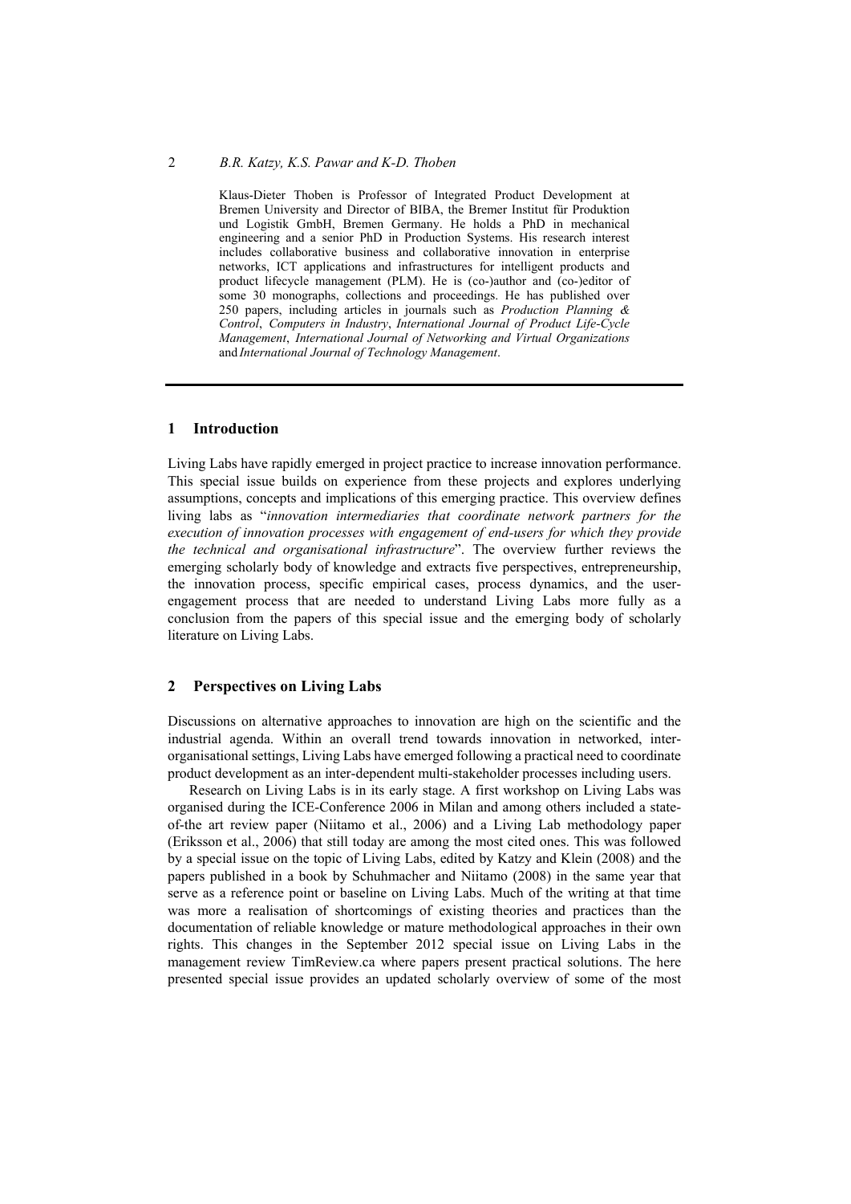Klaus-Dieter Thoben is Professor of Integrated Product Development at Bremen University and Director of BIBA, the Bremer Institut für Produktion und Logistik GmbH, Bremen Germany. He holds a PhD in mechanical engineering and a senior PhD in Production Systems. His research interest includes collaborative business and collaborative innovation in enterprise networks, ICT applications and infrastructures for intelligent products and product lifecycle management (PLM). He is (co-)author and (co-)editor of some 30 monographs, collections and proceedings. He has published over 250 papers, including articles in journals such as *Production Planning & Control*, *Computers in Industry*, *International Journal of Product Life-Cycle Management*, *International Journal of Networking and Virtual Organizations* and *International Journal of Technology Management*.

## 1 Introduction

Living Labs have rapidly emerged in project practice to increase innovation performance. This special issue builds on experience from these projects and explores underlying assumptions, concepts and implications of this emerging practice. This overview defines living labs as "*innovation intermediaries that coordinate network partners for the execution of innovation processes with engagement of end-users for which they provide the technical and organisational infrastructure*". The overview further reviews the emerging scholarly body of knowledge and extracts five perspectives, entrepreneurship, the innovation process, specific empirical cases, process dynamics, and the user-engagement process that are needed to understand Living Labs more fully as a conclusion from the papers of this special issue and the emerging body of scholarly literature on Living Labs.

## 2 Perspectives on Living Labs

Discussions on alternative approaches to innovation are high on the scientific and the industrial agenda. Within an overall trend towards innovation in networked, inter-organisational settings, Living Labs have emerged following a practical need to coordinate product development as an inter-dependent multi-stakeholder processes including users.

Research on Living Labs is in its early stage. A first workshop on Living Labs was organised during the ICE-Conference 2006 in Milan and among others included a state-of-the art review paper (Niitamo et al., 2006) and a Living Lab methodology paper (Eriksson et al., 2006) that still today are among the most cited ones. This was followed by a special issue on the topic of Living Labs, edited by Katzy and Klein (2008) and the papers published in a book by Schuhmacher and Niitamo (2008) in the same year that serve as a reference point or baseline on Living Labs. Much of the writing at that time was more a realisation of shortcomings of existing theories and practices than the documentation of reliable knowledge or mature methodological approaches in their own rights. This changes in the September 2012 special issue on Living Labs in the management review TimReview.ca where papers present practical solutions. The here presented special issue provides an updated scholarly overview of some of the most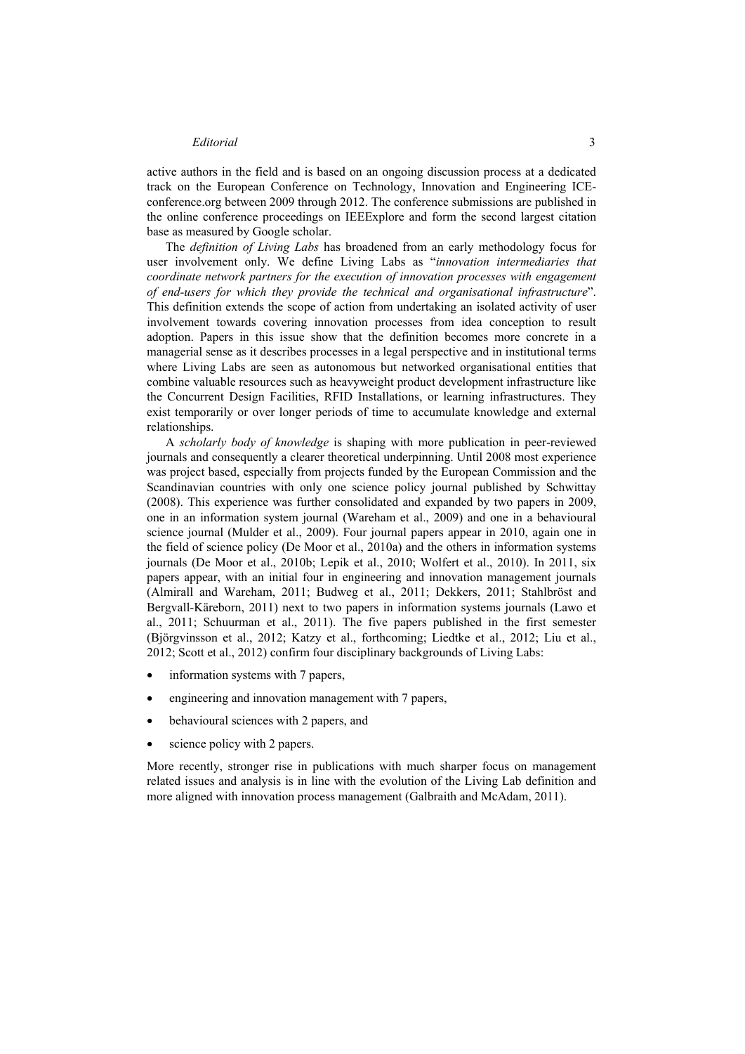active authors in the field and is based on an ongoing discussion process at a dedicated track on the European Conference on Technology, Innovation and Engineering ICE-conference.org between 2009 through 2012. The conference submissions are published in the online conference proceedings on IEEExplore and form the second largest citation base as measured by Google scholar.

The *definition of Living Labs* has broadened from an early methodology focus for user involvement only. We define Living Labs as "*innovation intermediaries that coordinate network partners for the execution of innovation processes with engagement of end-users for which they provide the technical and organisational infrastructure*". This definition extends the scope of action from undertaking an isolated activity of user involvement towards covering innovation processes from idea conception to result adoption. Papers in this issue show that the definition becomes more concrete in a managerial sense as it describes processes in a legal perspective and in institutional terms where Living Labs are seen as autonomous but networked organisational entities that combine valuable resources such as heavyweight product development infrastructure like the Concurrent Design Facilities, RFID Installations, or learning infrastructures. They exist temporarily or over longer periods of time to accumulate knowledge and external relationships.

A *scholarly body of knowledge* is shaping with more publication in peer-reviewed journals and consequently a clearer theoretical underpinning. Until 2008 most experience was project based, especially from projects funded by the European Commission and the Scandinavian countries with only one science policy journal published by Schwittay (2008). This experience was further consolidated and expanded by two papers in 2009, one in an information system journal (Wareham et al., 2009) and one in a behavioural science journal (Mulder et al., 2009). Four journal papers appear in 2010, again one in the field of science policy (De Moor et al., 2010a) and the others in information systems journals (De Moor et al., 2010b; Lepik et al., 2010; Wolfert et al., 2010). In 2011, six papers appear, with an initial four in engineering and innovation management journals (Almirall and Wareham, 2011; Budweg et al., 2011; Dekkers, 2011; Stahlbröst and Bergvall-Kåreborn, 2011) next to two papers in information systems journals (Lawo et al., 2011; Schuurman et al., 2011). The five papers published in the first semester (Björgvinsson et al., 2012; Katzy et al., forthcoming; Liedtke et al., 2012; Liu et al., 2012; Scott et al., 2012) confirm four disciplinary backgrounds of Living Labs:

- information systems with 7 papers,
- engineering and innovation management with 7 papers,
- behavioural sciences with 2 papers, and
- science policy with 2 papers.

More recently, stronger rise in publications with much sharper focus on management related issues and analysis is in line with the evolution of the Living Lab definition and more aligned with innovation process management (Galbraith and McAdam, 2011).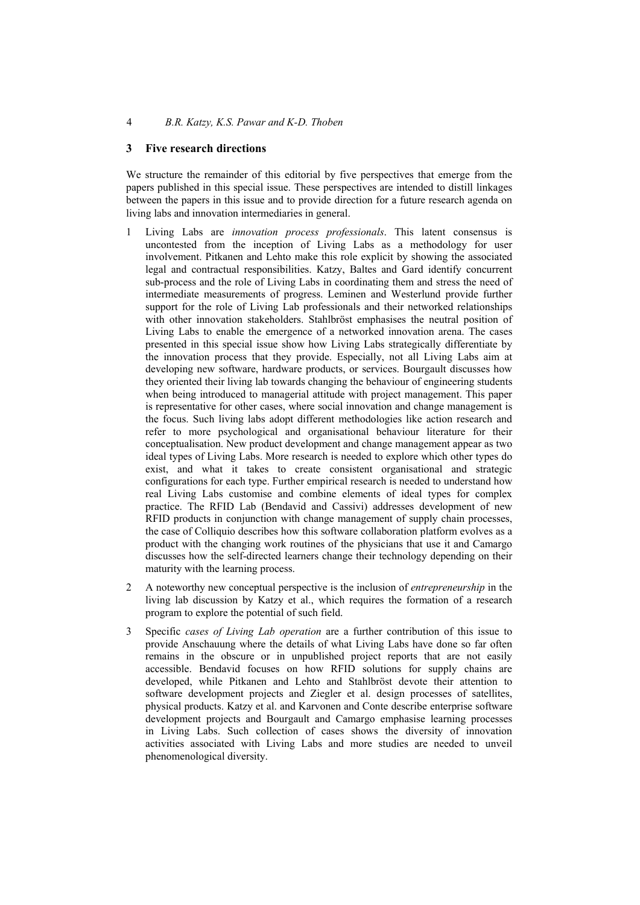## 3 Five research directions

We structure the remainder of this editorial by five perspectives that emerge from the papers published in this special issue. These perspectives are intended to distill linkages between the papers in this issue and to provide direction for a future research agenda on living labs and innovation intermediaries in general.

1. Living Labs are *innovation process professionals*. This latent consensus is uncontested from the inception of Living Labs as a methodology for user involvement. Pitkanen and Lehto make this role explicit by showing the associated legal and contractual responsibilities. Katzy, Baltes and Gard identify concurrent sub-process and the role of Living Labs in coordinating them and stress the need of intermediate measurements of progress. Leminen and Westerlund provide further support for the role of Living Lab professionals and their networked relationships with other innovation stakeholders. Stahlbröst emphasises the neutral position of Living Labs to enable the emergence of a networked innovation arena. The cases presented in this special issue show how Living Labs strategically differentiate by the innovation process that they provide. Especially, not all Living Labs aim at developing new software, hardware products, or services. Bourgault discusses how they oriented their living lab towards changing the behaviour of engineering students when being introduced to managerial attitude with project management. This paper is representative for other cases, where social innovation and change management is the focus. Such living labs adopt different methodologies like action research and refer to more psychological and organisational behaviour literature for their conceptualisation. New product development and change management appear as two ideal types of Living Labs. More research is needed to explore which other types do exist, and what it takes to create consistent organisational and strategic configurations for each type. Further empirical research is needed to understand how real Living Labs customise and combine elements of ideal types for complex practice. The RFID Lab (Bendavid and Cassivi) addresses development of new RFID products in conjunction with change management of supply chain processes, the case of Colliquio describes how this software collaboration platform evolves as a product with the changing work routines of the physicians that use it and Camargo discusses how the self-directed learners change their technology depending on their maturity with the learning process.

2. A noteworthy new conceptual perspective is the inclusion of *entrepreneurship* in the living lab discussion by Katzy et al., which requires the formation of a research program to explore the potential of such field.

3. Specific *cases of Living Lab operation* are a further contribution of this issue to provide Anschauung where the details of what Living Labs have done so far often remains in the obscure or in unpublished project reports that are not easily accessible. Bendavid focuses on how RFID solutions for supply chains are developed, while Pitkanen and Lehto and Stahlbröst devote their attention to software development projects and Ziegler et al. design processes of satellites, physical products. Katzy et al. and Karvonen and Conte describe enterprise software development projects and Bourgault and Camargo emphasise learning processes in Living Labs. Such collection of cases shows the diversity of innovation activities associated with Living Labs and more studies are needed to unveil phenomenological diversity.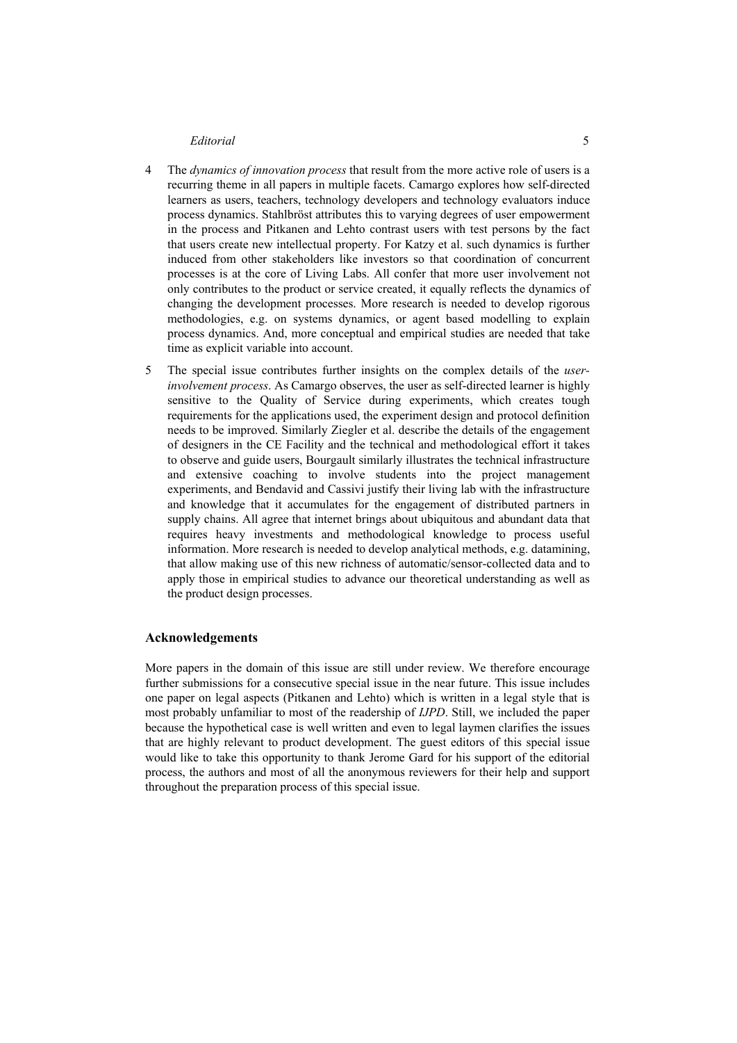4 The *dynamics of innovation process* that result from the more active role of users is a recurring theme in all papers in multiple facets. Camargo explores how self-directed learners as users, teachers, technology developers and technology evaluators induce process dynamics. Stahlbröst attributes this to varying degrees of user empowerment in the process and Pitkanen and Lehto contrast users with test persons by the fact that users create new intellectual property. For Katzy et al. such dynamics is further induced from other stakeholders like investors so that coordination of concurrent processes is at the core of Living Labs. All confer that more user involvement not only contributes to the product or service created, it equally reflects the dynamics of changing the development processes. More research is needed to develop rigorous methodologies, e.g. on systems dynamics, or agent based modelling to explain process dynamics. And, more conceptual and empirical studies are needed that take time as explicit variable into account.

5 The special issue contributes further insights on the complex details of the *user-involvement process*. As Camargo observes, the user as self-directed learner is highly sensitive to the Quality of Service during experiments, which creates tough requirements for the applications used, the experiment design and protocol definition needs to be improved. Similarly Ziegler et al. describe the details of the engagement of designers in the CE Facility and the technical and methodological effort it takes to observe and guide users, Bourgault similarly illustrates the technical infrastructure and extensive coaching to involve students into the project management experiments, and Bendavid and Cassivi justify their living lab with the infrastructure and knowledge that it accumulates for the engagement of distributed partners in supply chains. All agree that internet brings about ubiquitous and abundant data that requires heavy investments and methodological knowledge to process useful information. More research is needed to develop analytical methods, e.g. datamining, that allow making use of this new richness of automatic/sensor-collected data and to apply those in empirical studies to advance our theoretical understanding as well as the product design processes.

## Acknowledgements

More papers in the domain of this issue are still under review. We therefore encourage further submissions for a consecutive special issue in the near future. This issue includes one paper on legal aspects (Pitkanen and Lehto) which is written in a legal style that is most probably unfamiliar to most of the readership of *IJPD*. Still, we included the paper because the hypothetical case is well written and even to legal laymen clarifies the issues that are highly relevant to product development. The guest editors of this special issue would like to take this opportunity to thank Jerome Gard for his support of the editorial process, the authors and most of all the anonymous reviewers for their help and support throughout the preparation process of this special issue.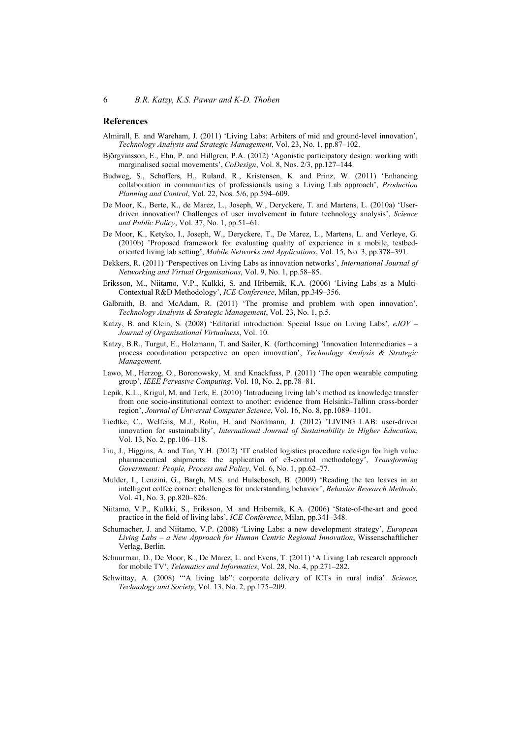## References

Almirall, E. and Wareham, J. (2011) 'Living Labs: Arbiters of mid and ground-level innovation', *Technology Analysis and Strategic Management*, Vol. 23, No. 1, pp.87–102.

Björgvinsson, E., Ehn, P. and Hillgren, P.A. (2012) 'Agonistic participatory design: working with marginalised social movements', *CoDesign*, Vol. 8, Nos. 2/3, pp.127–144.

Budweg, S., Schaffers, H., Ruland, R., Kristensen, K. and Prinz, W. (2011) 'Enhancing collaboration in communities of professionals using a Living Lab approach', *Production Planning and Control*, Vol. 22, Nos. 5/6, pp.594–609.

De Moor, K., Berte, K., de Marez, L., Joseph, W., Deryckere, T. and Martens, L. (2010a) 'User-driven innovation? Challenges of user involvement in future technology analysis', *Science and Public Policy*, Vol. 37, No. 1, pp.51–61.

De Moor, K., Ketyko, I., Joseph, W., Deryckere, T., De Marez, L., Martens, L. and Verleye, G. (2010b) 'Proposed framework for evaluating quality of experience in a mobile, testbed-oriented living lab setting', *Mobile Networks and Applications*, Vol. 15, No. 3, pp.378–391.

Dekkers, R. (2011) 'Perspectives on Living Labs as innovation networks', *International Journal of Networking and Virtual Organisations*, Vol. 9, No. 1, pp.58–85.

Eriksson, M., Niitamo, V.P., Kulkki, S. and Hribernik, K.A. (2006) 'Living Labs as a Multi-Contextual R&D Methodology', *ICE Conference*, Milan, pp.349–356.

Galbraith, B. and McAdam, R. (2011) 'The promise and problem with open innovation', *Technology Analysis & Strategic Management*, Vol. 23, No. 1, p.5.

Katzy, B. and Klein, S. (2008) 'Editorial introduction: Special Issue on Living Labs', *eJOV – Journal of Organisational Virtualness*, Vol. 10.

Katzy, B.R., Turgut, E., Holzmann, T. and Sailer, K. (forthcoming) 'Innovation Intermediaries – a process coordination perspective on open innovation', *Technology Analysis & Strategic Management*.

Lawo, M., Herzog, O., Boronowsky, M. and Knackfuss, P. (2011) 'The open wearable computing group', *IEEE Pervasive Computing*, Vol. 10, No. 2, pp.78–81.

Lepik, K.L., Krigul, M. and Terk, E. (2010) 'Introducing living lab's method as knowledge transfer from one socio-institutional context to another: evidence from Helsinki-Tallinn cross-border region', *Journal of Universal Computer Science*, Vol. 16, No. 8, pp.1089–1101.

Liedtke, C., Welfens, M.J., Rohn, H. and Nordmann, J. (2012) 'LIVING LAB: user-driven innovation for sustainability', *International Journal of Sustainability in Higher Education*, Vol. 13, No. 2, pp.106–118.

Liu, J., Higgins, A. and Tan, Y.H. (2012) 'IT enabled logistics procedure redesign for high value pharmaceutical shipments: the application of e3-control methodology', *Transforming Government: People, Process and Policy*, Vol. 6, No. 1, pp.62–77.

Mulder, I., Lenzini, G., Bargh, M.S. and Hulsebosch, B. (2009) 'Reading the tea leaves in an intelligent coffee corner: challenges for understanding behavior', *Behavior Research Methods*, Vol. 41, No. 3, pp.820–826.

Niitamo, V.P., Kulkki, S., Eriksson, M. and Hribernik, K.A. (2006) 'State-of-the-art and good practice in the field of living labs', *ICE Conference*, Milan, pp.341–348.

Schumacher, J. and Niitamo, V.P. (2008) 'Living Labs: a new development strategy', *European Living Labs – a New Approach for Human Centric Regional Innovation*, Wissenschaftlicher Verlag, Berlin.

Schuurman, D., De Moor, K., De Marez, L. and Evens, T. (2011) 'A Living Lab research approach for mobile TV', *Telematics and Informatics*, Vol. 28, No. 4, pp.271–282.

Schwittay, A. (2008) '"A living lab": corporate delivery of ICTs in rural india'. *Science, Technology and Society*, Vol. 13, No. 2, pp.175–209.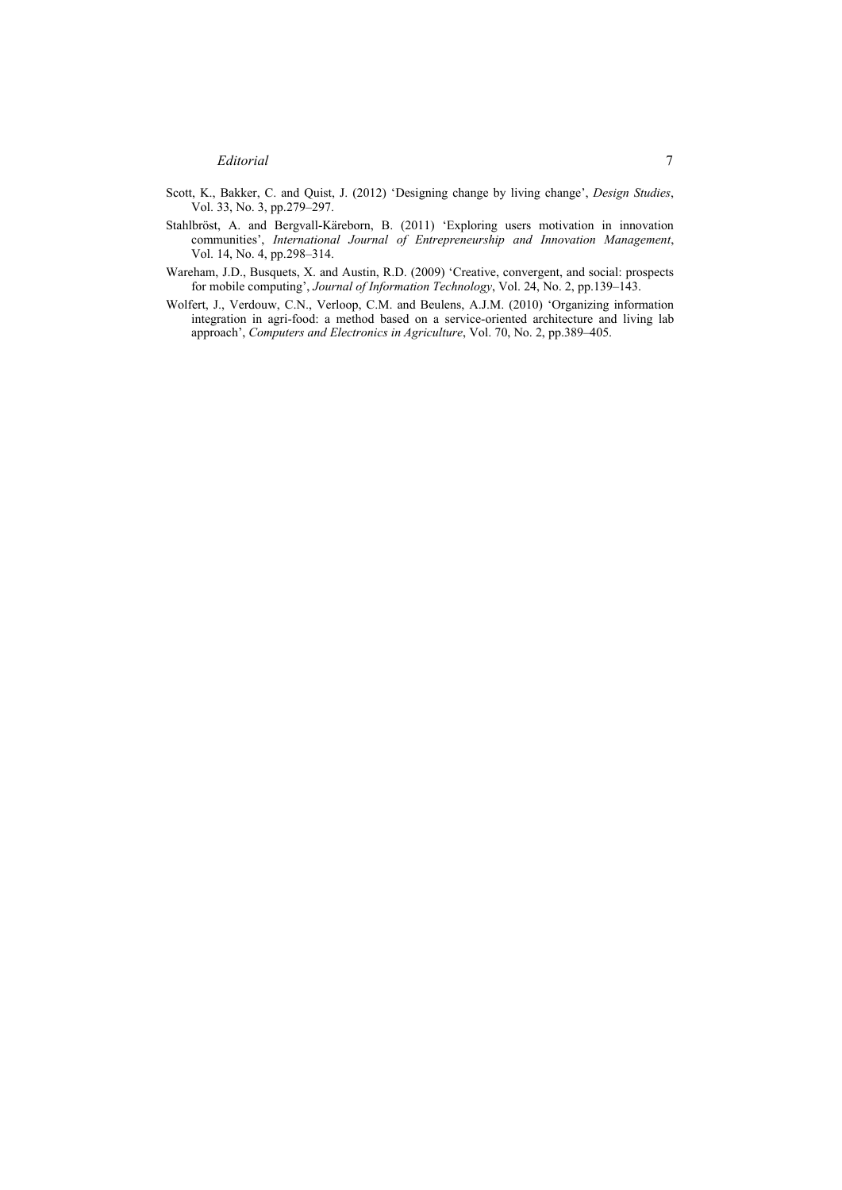Scott, K., Bakker, C. and Quist, J. (2012) 'Designing change by living change', *Design Studies*, Vol. 33, No. 3, pp.279–297.

Stahlbröst, A. and Bergvall-Kåreborn, B. (2011) 'Exploring users motivation in innovation communities', *International Journal of Entrepreneurship and Innovation Management*, Vol. 14, No. 4, pp.298–314.

Wareham, J.D., Busquets, X. and Austin, R.D. (2009) 'Creative, convergent, and social: prospects for mobile computing', *Journal of Information Technology*, Vol. 24, No. 2, pp.139–143.

Wolfert, J., Verdouw, C.N., Verloop, C.M. and Beulens, A.J.M. (2010) 'Organizing information integration in agri-food: a method based on a service-oriented architecture and living lab approach', *Computers and Electronics in Agriculture*, Vol. 70, No. 2, pp.389–405.